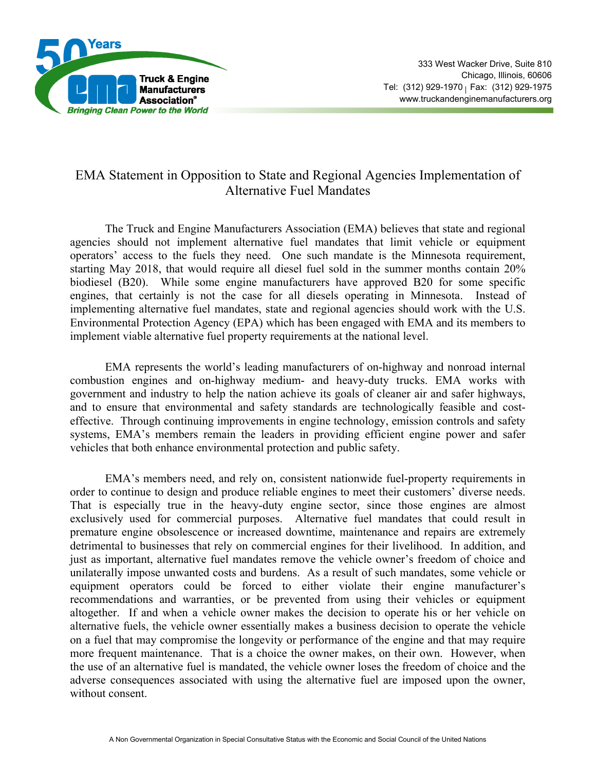Truck & Engine Manufacturers Association®

333 West Wacker Drive, Suite 810
Chicago, Illinois, 60606
Tel: (312) 929-1970 | Fax: (312) 929-1975
www.truckandenginemanufacturers.org

# EMA Statement in Opposition to State and Regional Agencies Implementation of Alternative Fuel Mandates

The Truck and Engine Manufacturers Association (EMA) believes that state and regional agencies should not implement alternative fuel mandates that limit vehicle or equipment operators' access to the fuels they need. One such mandate is the Minnesota requirement, starting May 2018, that would require all diesel fuel sold in the summer months contain 20% biodiesel (B20). While some engine manufacturers have approved B20 for some specific engines, that certainly is not the case for all diesels operating in Minnesota. Instead of implementing alternative fuel mandates, state and regional agencies should work with the U.S. Environmental Protection Agency (EPA) which has been engaged with EMA and its members to implement viable alternative fuel property requirements at the national level.

EMA represents the world's leading manufacturers of on-highway and nonroad internal combustion engines and on-highway medium- and heavy-duty trucks. EMA works with government and industry to help the nation achieve its goals of cleaner air and safer highways, and to ensure that environmental and safety standards are technologically feasible and cost-effective. Through continuing improvements in engine technology, emission controls and safety systems, EMA's members remain the leaders in providing efficient engine power and safer vehicles that both enhance environmental protection and public safety.

EMA's members need, and rely on, consistent nationwide fuel-property requirements in order to continue to design and produce reliable engines to meet their customers' diverse needs. That is especially true in the heavy-duty engine sector, since those engines are almost exclusively used for commercial purposes. Alternative fuel mandates that could result in premature engine obsolescence or increased downtime, maintenance and repairs are extremely detrimental to businesses that rely on commercial engines for their livelihood. In addition, and just as important, alternative fuel mandates remove the vehicle owner's freedom of choice and unilaterally impose unwanted costs and burdens. As a result of such mandates, some vehicle or equipment operators could be forced to either violate their engine manufacturer's recommendations and warranties, or be prevented from using their vehicles or equipment altogether. If and when a vehicle owner makes the decision to operate his or her vehicle on alternative fuels, the vehicle owner essentially makes a business decision to operate the vehicle on a fuel that may compromise the longevity or performance of the engine and that may require more frequent maintenance. That is a choice the owner makes, on their own. However, when the use of an alternative fuel is mandated, the vehicle owner loses the freedom of choice and the adverse consequences associated with using the alternative fuel are imposed upon the owner, without consent.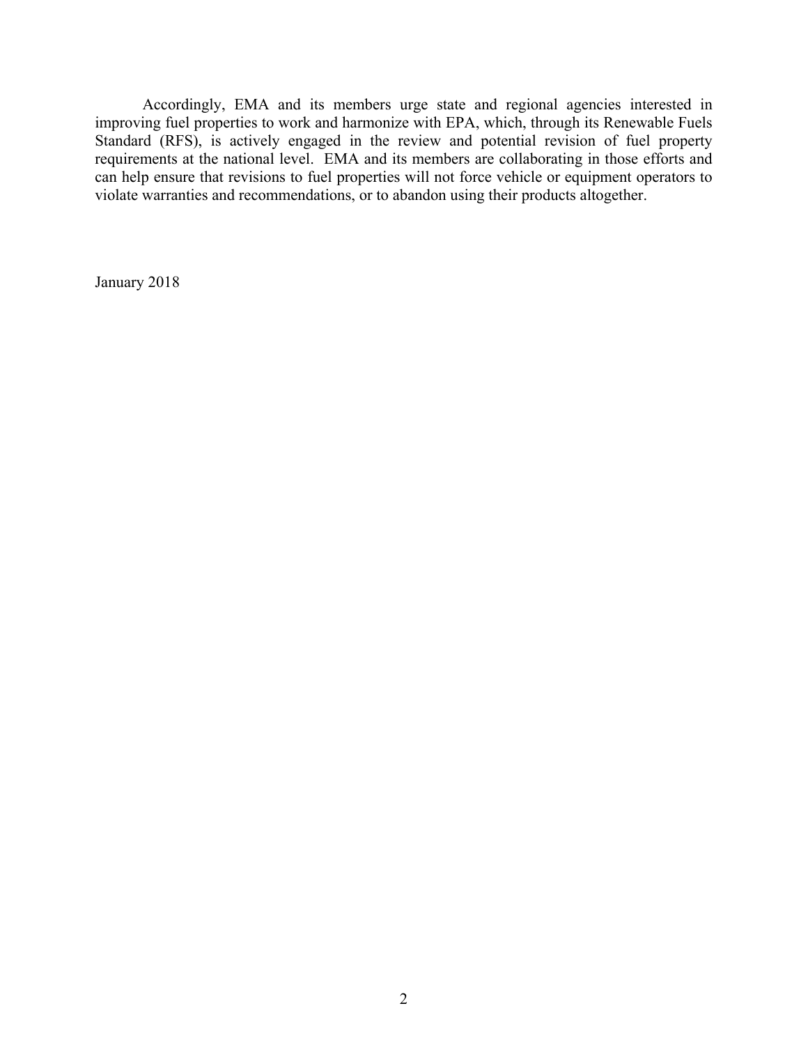Accordingly, EMA and its members urge state and regional agencies interested in improving fuel properties to work and harmonize with EPA, which, through its Renewable Fuels Standard (RFS), is actively engaged in the review and potential revision of fuel property requirements at the national level. EMA and its members are collaborating in those efforts and can help ensure that revisions to fuel properties will not force vehicle or equipment operators to violate warranties and recommendations, or to abandon using their products altogether.

January 2018